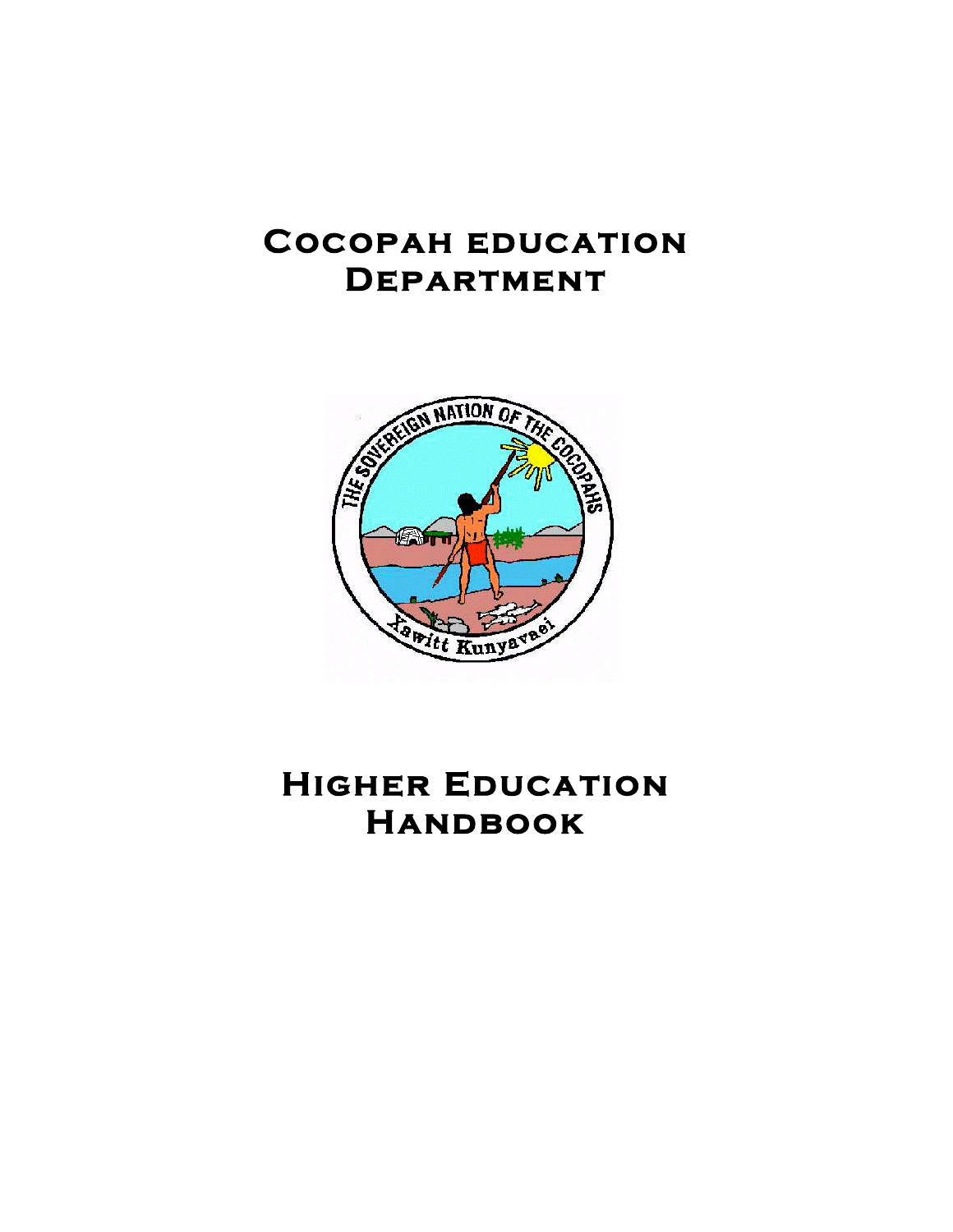# Cocopah education Department

# Higher Education Handbook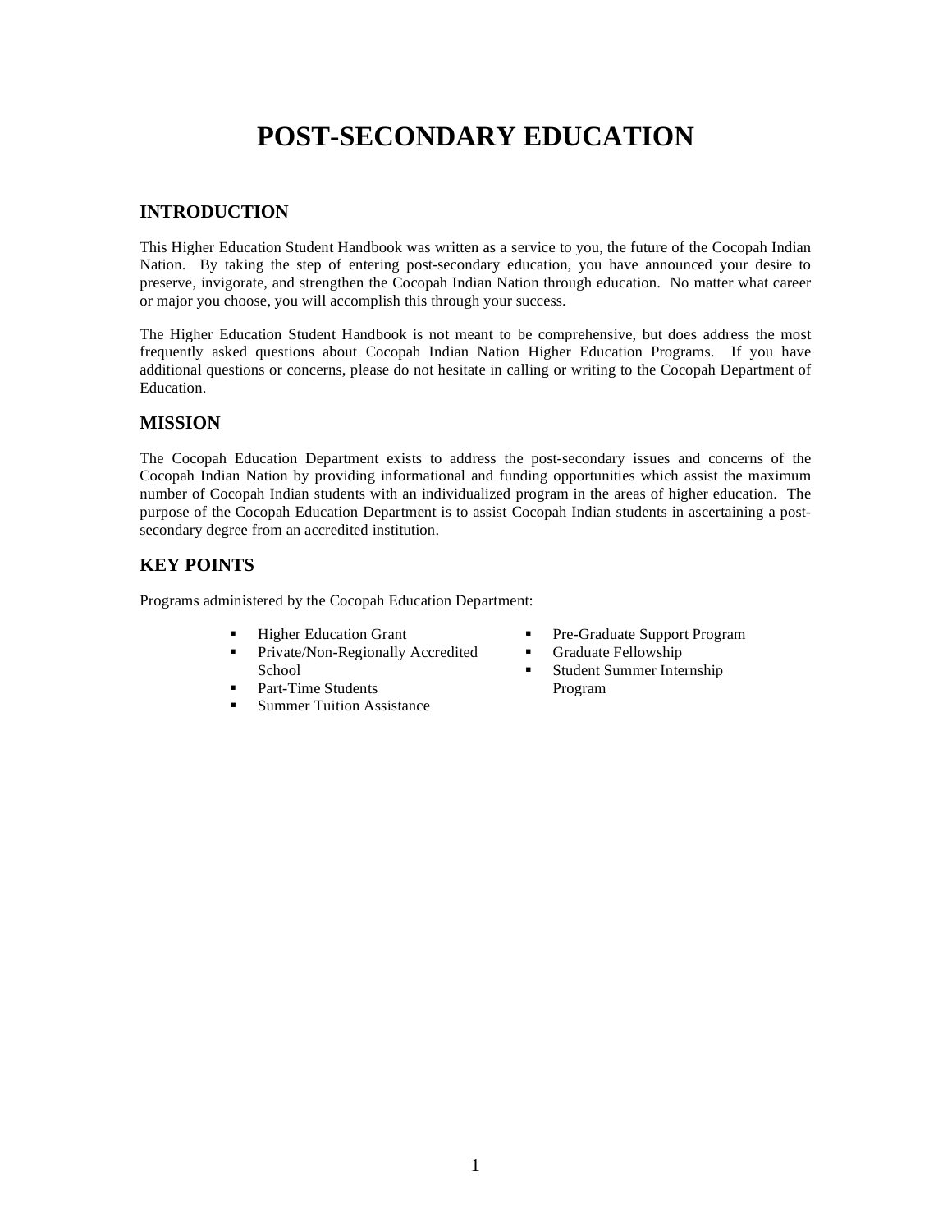# POST-SECONDARY EDUCATION

## INTRODUCTION

This Higher Education Student Handbook was written as a service to you, the future of the Cocopah Indian Nation. By taking the step of entering post-secondary education, you have announced your desire to preserve, invigorate, and strengthen the Cocopah Indian Nation through education. No matter what career or major you choose, you will accomplish this through your success.

The Higher Education Student Handbook is not meant to be comprehensive, but does address the most frequently asked questions about Cocopah Indian Nation Higher Education Programs. If you have additional questions or concerns, please do not hesitate in calling or writing to the Cocopah Department of Education.

## MISSION

The Cocopah Education Department exists to address the post-secondary issues and concerns of the Cocopah Indian Nation by providing informational and funding opportunities which assist the maximum number of Cocopah Indian students with an individualized program in the areas of higher education. The purpose of the Cocopah Education Department is to assist Cocopah Indian students in ascertaining a post-secondary degree from an accredited institution.

## KEY POINTS

Programs administered by the Cocopah Education Department:

- Higher Education Grant
- Private/Non-Regionally Accredited School
- Part-Time Students
- Summer Tuition Assistance
- Pre-Graduate Support Program
- Graduate Fellowship
- Student Summer Internship Program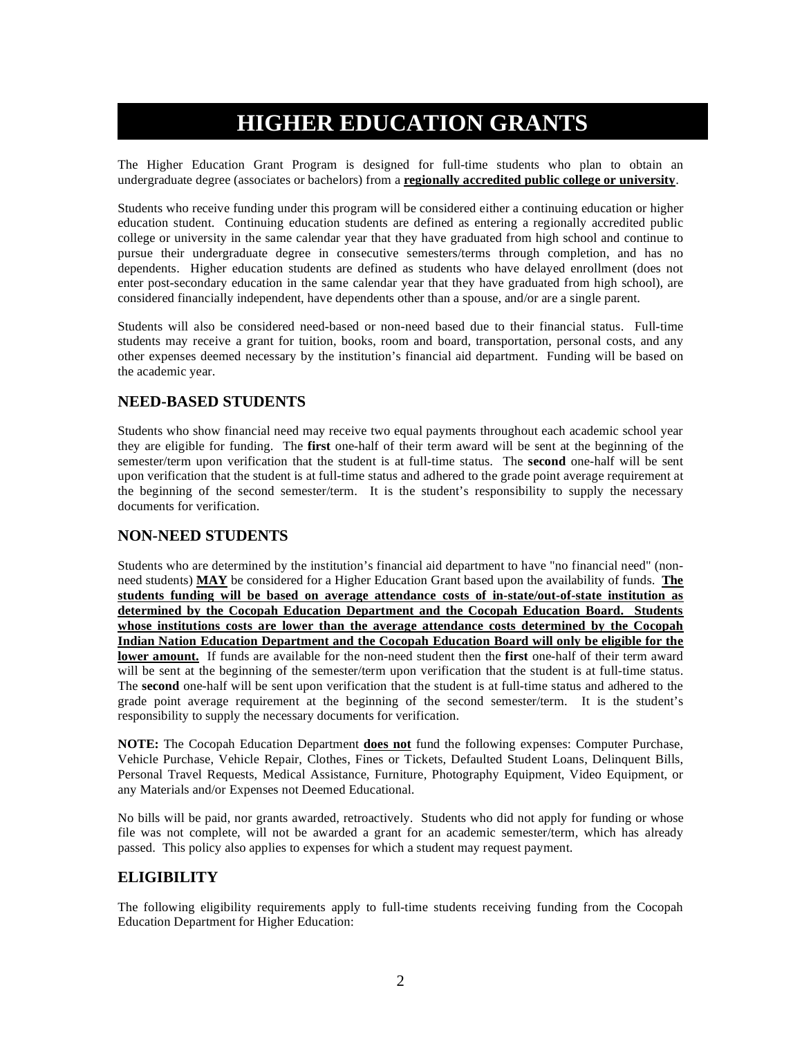# HIGHER EDUCATION GRANTS

The Higher Education Grant Program is designed for full-time students who plan to obtain an undergraduate degree (associates or bachelors) from a **regionally accredited public college or university**.

Students who receive funding under this program will be considered either a continuing education or higher education student. Continuing education students are defined as entering a regionally accredited public college or university in the same calendar year that they have graduated from high school and continue to pursue their undergraduate degree in consecutive semesters/terms through completion, and has no dependents. Higher education students are defined as students who have delayed enrollment (does not enter post-secondary education in the same calendar year that they have graduated from high school), are considered financially independent, have dependents other than a spouse, and/or are a single parent.

Students will also be considered need-based or non-need based due to their financial status. Full-time students may receive a grant for tuition, books, room and board, transportation, personal costs, and any other expenses deemed necessary by the institution's financial aid department. Funding will be based on the academic year.

## NEED-BASED STUDENTS

Students who show financial need may receive two equal payments throughout each academic school year they are eligible for funding. The **first** one-half of their term award will be sent at the beginning of the semester/term upon verification that the student is at full-time status. The **second** one-half will be sent upon verification that the student is at full-time status and adhered to the grade point average requirement at the beginning of the second semester/term. It is the student's responsibility to supply the necessary documents for verification.

## NON-NEED STUDENTS

Students who are determined by the institution's financial aid department to have "no financial need" (non-need students) **MAY** be considered for a Higher Education Grant based upon the availability of funds. **The students funding will be based on average attendance costs of in-state/out-of-state institution as determined by the Cocopah Education Department and the Cocopah Education Board. Students whose institutions costs are lower than the average attendance costs determined by the Cocopah Indian Nation Education Department and the Cocopah Education Board will only be eligible for the lower amount.** If funds are available for the non-need student then the **first** one-half of their term award will be sent at the beginning of the semester/term upon verification that the student is at full-time status. The **second** one-half will be sent upon verification that the student is at full-time status and adhered to the grade point average requirement at the beginning of the second semester/term. It is the student's responsibility to supply the necessary documents for verification.

**NOTE:** The Cocopah Education Department **does not** fund the following expenses: Computer Purchase, Vehicle Purchase, Vehicle Repair, Clothes, Fines or Tickets, Defaulted Student Loans, Delinquent Bills, Personal Travel Requests, Medical Assistance, Furniture, Photography Equipment, Video Equipment, or any Materials and/or Expenses not Deemed Educational.

No bills will be paid, nor grants awarded, retroactively. Students who did not apply for funding or whose file was not complete, will not be awarded a grant for an academic semester/term, which has already passed. This policy also applies to expenses for which a student may request payment.

## ELIGIBILITY

The following eligibility requirements apply to full-time students receiving funding from the Cocopah Education Department for Higher Education: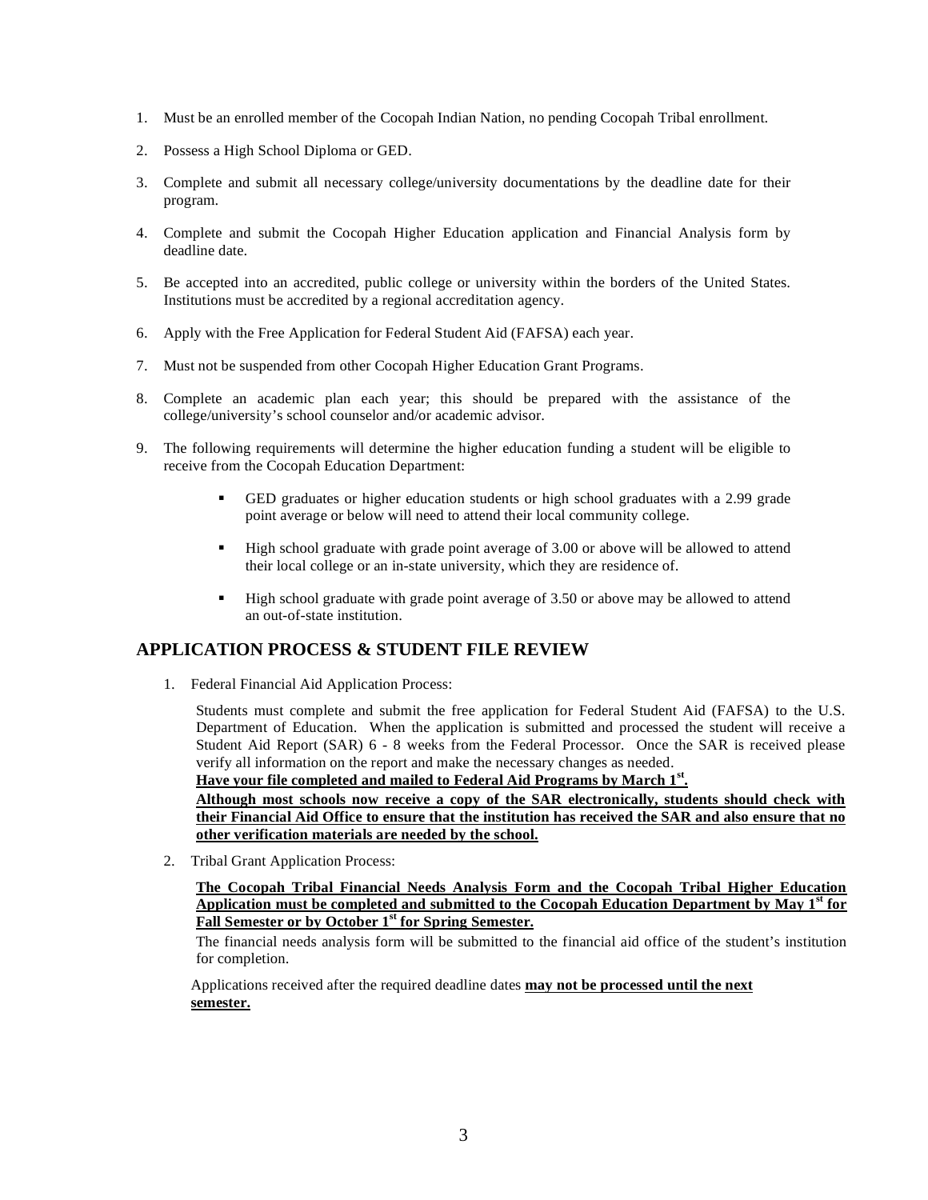1. Must be an enrolled member of the Cocopah Indian Nation, no pending Cocopah Tribal enrollment.

2. Possess a High School Diploma or GED.

3. Complete and submit all necessary college/university documentations by the deadline date for their program.

4. Complete and submit the Cocopah Higher Education application and Financial Analysis form by deadline date.

5. Be accepted into an accredited, public college or university within the borders of the United States. Institutions must be accredited by a regional accreditation agency.

6. Apply with the Free Application for Federal Student Aid (FAFSA) each year.

7. Must not be suspended from other Cocopah Higher Education Grant Programs.

8. Complete an academic plan each year; this should be prepared with the assistance of the college/university's school counselor and/or academic advisor.

9. The following requirements will determine the higher education funding a student will be eligible to receive from the Cocopah Education Department:

   - GED graduates or higher education students or high school graduates with a 2.99 grade point average or below will need to attend their local community college.

   - High school graduate with grade point average of 3.00 or above will be allowed to attend their local college or an in-state university, which they are residence of.

   - High school graduate with grade point average of 3.50 or above may be allowed to attend an out-of-state institution.

## APPLICATION PROCESS & STUDENT FILE REVIEW

1. Federal Financial Aid Application Process:

   Students must complete and submit the free application for Federal Student Aid (FAFSA) to the U.S. Department of Education. When the application is submitted and processed the student will receive a Student Aid Report (SAR) 6 - 8 weeks from the Federal Processor. Once the SAR is received please verify all information on the report and make the necessary changes as needed.
   **Have your file completed and mailed to Federal Aid Programs by March 1st.**
   **Although most schools now receive a copy of the SAR electronically, students should check with their Financial Aid Office to ensure that the institution has received the SAR and also ensure that no other verification materials are needed by the school.**

2. Tribal Grant Application Process:

   **The Cocopah Tribal Financial Needs Analysis Form and the Cocopah Tribal Higher Education Application must be completed and submitted to the Cocopah Education Department by May 1st for Fall Semester or by October 1st for Spring Semester.**

   The financial needs analysis form will be submitted to the financial aid office of the student's institution for completion.

   Applications received after the required deadline dates **may not be processed until the next semester.**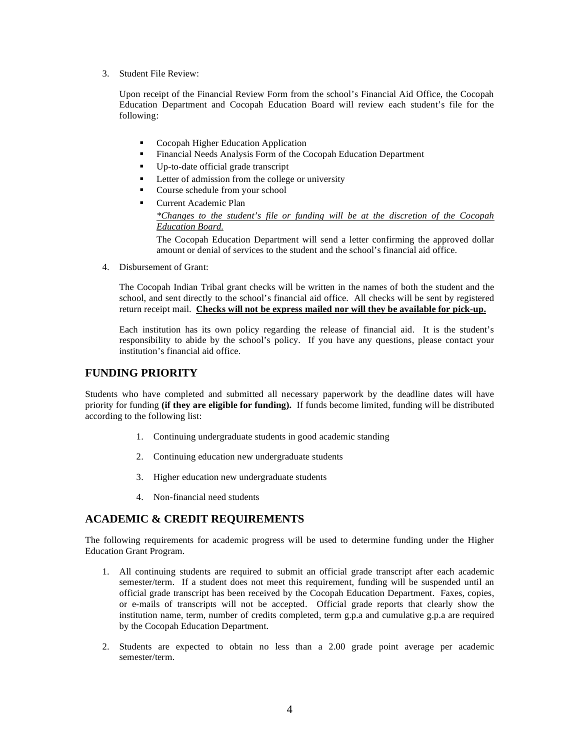3. Student File Review:

   Upon receipt of the Financial Review Form from the school's Financial Aid Office, the Cocopah Education Department and Cocopah Education Board will review each student's file for the following:

   - Cocopah Higher Education Application
   - Financial Needs Analysis Form of the Cocopah Education Department
   - Up-to-date official grade transcript
   - Letter of admission from the college or university
   - Course schedule from your school
   - Current Academic Plan

     *\*Changes to the student's file or funding will be at the discretion of the Cocopah Education Board.*

     The Cocopah Education Department will send a letter confirming the approved dollar amount or denial of services to the student and the school's financial aid office.

4. Disbursement of Grant:

   The Cocopah Indian Tribal grant checks will be written in the names of both the student and the school, and sent directly to the school's financial aid office. All checks will be sent by registered return receipt mail. **Checks will not be express mailed nor will they be available for pick-up.**

   Each institution has its own policy regarding the release of financial aid. It is the student's responsibility to abide by the school's policy. If you have any questions, please contact your institution's financial aid office.

## FUNDING PRIORITY

Students who have completed and submitted all necessary paperwork by the deadline dates will have priority for funding **(if they are eligible for funding).** If funds become limited, funding will be distributed according to the following list:

1. Continuing undergraduate students in good academic standing
2. Continuing education new undergraduate students
3. Higher education new undergraduate students
4. Non-financial need students

## ACADEMIC & CREDIT REQUIREMENTS

The following requirements for academic progress will be used to determine funding under the Higher Education Grant Program.

1. All continuing students are required to submit an official grade transcript after each academic semester/term. If a student does not meet this requirement, funding will be suspended until an official grade transcript has been received by the Cocopah Education Department. Faxes, copies, or e-mails of transcripts will not be accepted. Official grade reports that clearly show the institution name, term, number of credits completed, term g.p.a and cumulative g.p.a are required by the Cocopah Education Department.

2. Students are expected to obtain no less than a 2.00 grade point average per academic semester/term.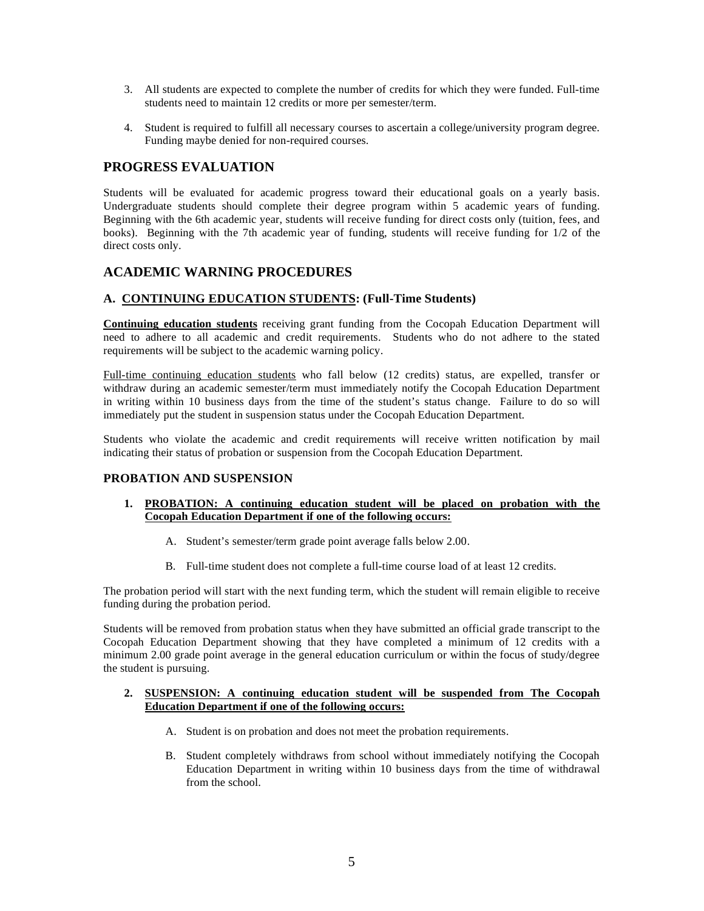3. All students are expected to complete the number of credits for which they were funded. Full-time students need to maintain 12 credits or more per semester/term.

4. Student is required to fulfill all necessary courses to ascertain a college/university program degree. Funding maybe denied for non-required courses.

## PROGRESS EVALUATION

Students will be evaluated for academic progress toward their educational goals on a yearly basis. Undergraduate students should complete their degree program within 5 academic years of funding. Beginning with the 6th academic year, students will receive funding for direct costs only (tuition, fees, and books). Beginning with the 7th academic year of funding, students will receive funding for 1/2 of the direct costs only.

## ACADEMIC WARNING PROCEDURES

### A. <u>CONTINUING EDUCATION STUDENTS</u>: (Full-Time Students)

**<u>Continuing education students</u>** receiving grant funding from the Cocopah Education Department will need to adhere to all academic and credit requirements. Students who do not adhere to the stated requirements will be subject to the academic warning policy.

<u>Full-time continuing education students</u> who fall below (12 credits) status, are expelled, transfer or withdraw during an academic semester/term must immediately notify the Cocopah Education Department in writing within 10 business days from the time of the student's status change. Failure to do so will immediately put the student in suspension status under the Cocopah Education Department.

Students who violate the academic and credit requirements will receive written notification by mail indicating their status of probation or suspension from the Cocopah Education Department.

### PROBATION AND SUSPENSION

1. **<u>PROBATION: A continuing education student will be placed on probation with the Cocopah Education Department if one of the following occurs:</u>**

   A. Student's semester/term grade point average falls below 2.00.

   B. Full-time student does not complete a full-time course load of at least 12 credits.

The probation period will start with the next funding term, which the student will remain eligible to receive funding during the probation period.

Students will be removed from probation status when they have submitted an official grade transcript to the Cocopah Education Department showing that they have completed a minimum of 12 credits with a minimum 2.00 grade point average in the general education curriculum or within the focus of study/degree the student is pursuing.

2. **<u>SUSPENSION: A continuing education student will be suspended from The Cocopah Education Department if one of the following occurs:</u>**

   A. Student is on probation and does not meet the probation requirements.

   B. Student completely withdraws from school without immediately notifying the Cocopah Education Department in writing within 10 business days from the time of withdrawal from the school.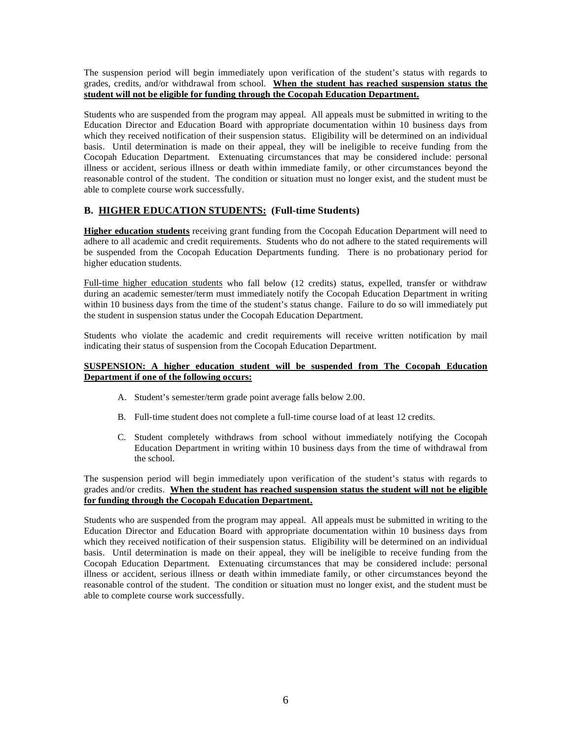The suspension period will begin immediately upon verification of the student's status with regards to grades, credits, and/or withdrawal from school. **When the student has reached suspension status the student will not be eligible for funding through the Cocopah Education Department.**

Students who are suspended from the program may appeal. All appeals must be submitted in writing to the Education Director and Education Board with appropriate documentation within 10 business days from which they received notification of their suspension status. Eligibility will be determined on an individual basis. Until determination is made on their appeal, they will be ineligible to receive funding from the Cocopah Education Department. Extenuating circumstances that may be considered include: personal illness or accident, serious illness or death within immediate family, or other circumstances beyond the reasonable control of the student. The condition or situation must no longer exist, and the student must be able to complete course work successfully.

### B. HIGHER EDUCATION STUDENTS: (Full-time Students)

**Higher education students** receiving grant funding from the Cocopah Education Department will need to adhere to all academic and credit requirements. Students who do not adhere to the stated requirements will be suspended from the Cocopah Education Departments funding. There is no probationary period for higher education students.

Full-time higher education students who fall below (12 credits) status, expelled, transfer or withdraw during an academic semester/term must immediately notify the Cocopah Education Department in writing within 10 business days from the time of the student's status change. Failure to do so will immediately put the student in suspension status under the Cocopah Education Department.

Students who violate the academic and credit requirements will receive written notification by mail indicating their status of suspension from the Cocopah Education Department.

**SUSPENSION: A higher education student will be suspended from The Cocopah Education Department if one of the following occurs:**

A. Student's semester/term grade point average falls below 2.00.

B. Full-time student does not complete a full-time course load of at least 12 credits.

C. Student completely withdraws from school without immediately notifying the Cocopah Education Department in writing within 10 business days from the time of withdrawal from the school.

The suspension period will begin immediately upon verification of the student's status with regards to grades and/or credits. **When the student has reached suspension status the student will not be eligible for funding through the Cocopah Education Department.**

Students who are suspended from the program may appeal. All appeals must be submitted in writing to the Education Director and Education Board with appropriate documentation within 10 business days from which they received notification of their suspension status. Eligibility will be determined on an individual basis. Until determination is made on their appeal, they will be ineligible to receive funding from the Cocopah Education Department. Extenuating circumstances that may be considered include: personal illness or accident, serious illness or death within immediate family, or other circumstances beyond the reasonable control of the student. The condition or situation must no longer exist, and the student must be able to complete course work successfully.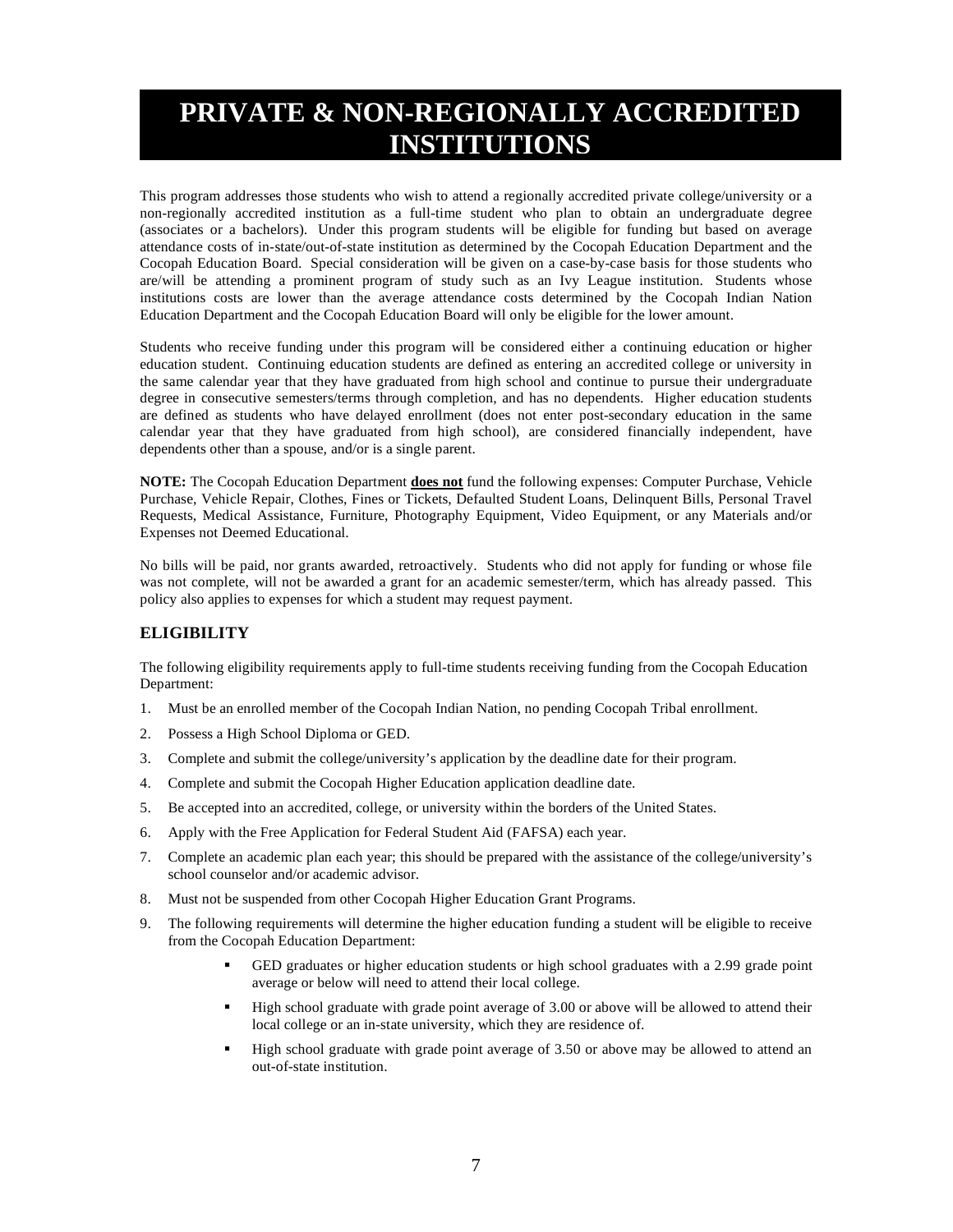# PRIVATE & NON-REGIONALLY ACCREDITED INSTITUTIONS

This program addresses those students who wish to attend a regionally accredited private college/university or a non-regionally accredited institution as a full-time student who plan to obtain an undergraduate degree (associates or a bachelors). Under this program students will be eligible for funding but based on average attendance costs of in-state/out-of-state institution as determined by the Cocopah Education Department and the Cocopah Education Board. Special consideration will be given on a case-by-case basis for those students who are/will be attending a prominent program of study such as an Ivy League institution. Students whose institutions costs are lower than the average attendance costs determined by the Cocopah Indian Nation Education Department and the Cocopah Education Board will only be eligible for the lower amount.

Students who receive funding under this program will be considered either a continuing education or higher education student. Continuing education students are defined as entering an accredited college or university in the same calendar year that they have graduated from high school and continue to pursue their undergraduate degree in consecutive semesters/terms through completion, and has no dependents. Higher education students are defined as students who have delayed enrollment (does not enter post-secondary education in the same calendar year that they have graduated from high school), are considered financially independent, have dependents other than a spouse, and/or is a single parent.

**NOTE:** The Cocopah Education Department **does not** fund the following expenses: Computer Purchase, Vehicle Purchase, Vehicle Repair, Clothes, Fines or Tickets, Defaulted Student Loans, Delinquent Bills, Personal Travel Requests, Medical Assistance, Furniture, Photography Equipment, Video Equipment, or any Materials and/or Expenses not Deemed Educational.

No bills will be paid, nor grants awarded, retroactively. Students who did not apply for funding or whose file was not complete, will not be awarded a grant for an academic semester/term, which has already passed. This policy also applies to expenses for which a student may request payment.

## ELIGIBILITY

The following eligibility requirements apply to full-time students receiving funding from the Cocopah Education Department:

1. Must be an enrolled member of the Cocopah Indian Nation, no pending Cocopah Tribal enrollment.
2. Possess a High School Diploma or GED.
3. Complete and submit the college/university's application by the deadline date for their program.
4. Complete and submit the Cocopah Higher Education application deadline date.
5. Be accepted into an accredited, college, or university within the borders of the United States.
6. Apply with the Free Application for Federal Student Aid (FAFSA) each year.
7. Complete an academic plan each year; this should be prepared with the assistance of the college/university's school counselor and/or academic advisor.
8. Must not be suspended from other Cocopah Higher Education Grant Programs.
9. The following requirements will determine the higher education funding a student will be eligible to receive from the Cocopah Education Department:
   - GED graduates or higher education students or high school graduates with a 2.99 grade point average or below will need to attend their local college.
   - High school graduate with grade point average of 3.00 or above will be allowed to attend their local college or an in-state university, which they are residence of.
   - High school graduate with grade point average of 3.50 or above may be allowed to attend an out-of-state institution.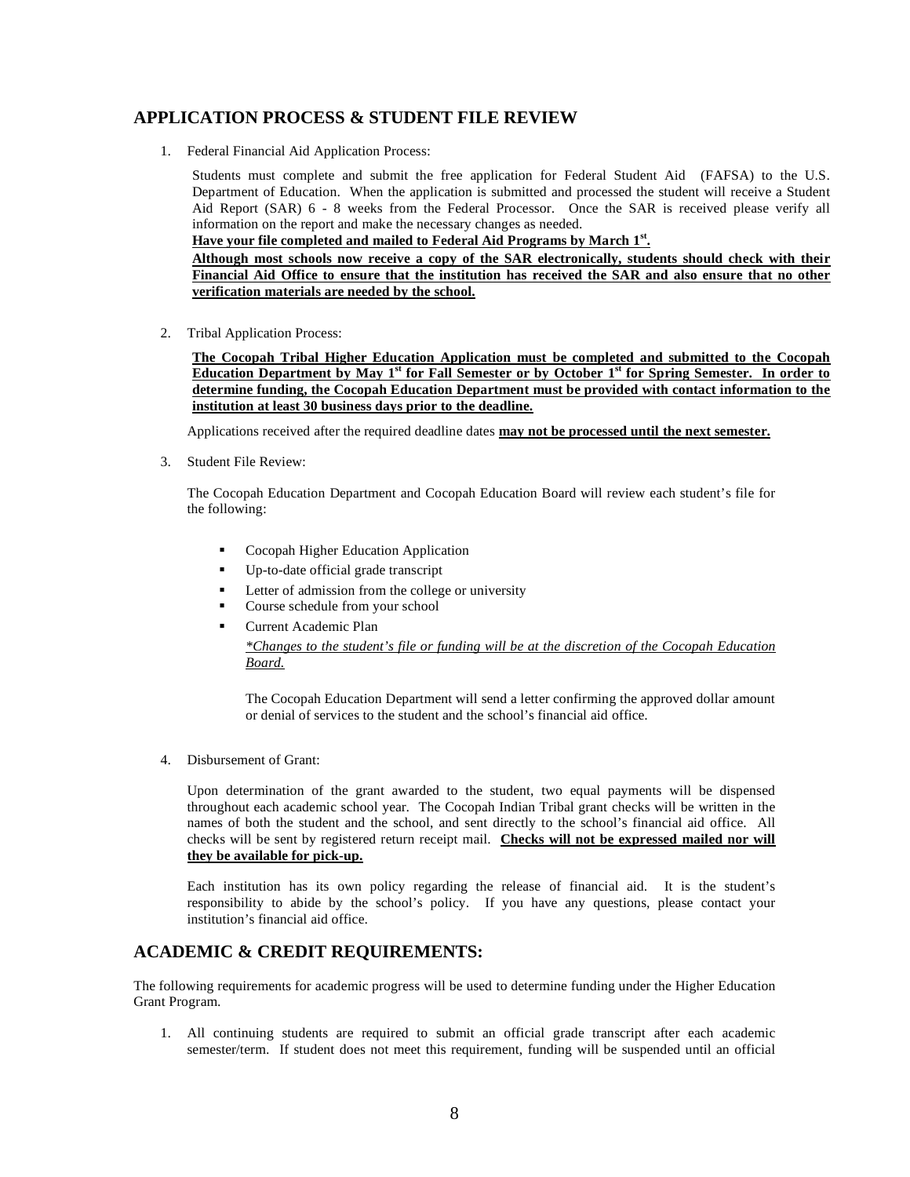## APPLICATION PROCESS & STUDENT FILE REVIEW

1. Federal Financial Aid Application Process:

   Students must complete and submit the free application for Federal Student Aid (FAFSA) to the U.S. Department of Education. When the application is submitted and processed the student will receive a Student Aid Report (SAR) 6 - 8 weeks from the Federal Processor. Once the SAR is received please verify all information on the report and make the necessary changes as needed.

   **Have your file completed and mailed to Federal Aid Programs by March 1st.**

   **Although most schools now receive a copy of the SAR electronically, students should check with their Financial Aid Office to ensure that the institution has received the SAR and also ensure that no other verification materials are needed by the school.**

2. Tribal Application Process:

   **The Cocopah Tribal Higher Education Application must be completed and submitted to the Cocopah Education Department by May 1st for Fall Semester or by October 1st for Spring Semester. In order to determine funding, the Cocopah Education Department must be provided with contact information to the institution at least 30 business days prior to the deadline.**

   Applications received after the required deadline dates **may not be processed until the next semester.**

3. Student File Review:

   The Cocopah Education Department and Cocopah Education Board will review each student's file for the following:

   - Cocopah Higher Education Application
   - Up-to-date official grade transcript
   - Letter of admission from the college or university
   - Course schedule from your school
   - Current Academic Plan

     *\*Changes to the student's file or funding will be at the discretion of the Cocopah Education Board.*

     The Cocopah Education Department will send a letter confirming the approved dollar amount or denial of services to the student and the school's financial aid office.

4. Disbursement of Grant:

   Upon determination of the grant awarded to the student, two equal payments will be dispensed throughout each academic school year. The Cocopah Indian Tribal grant checks will be written in the names of both the student and the school, and sent directly to the school's financial aid office. All checks will be sent by registered return receipt mail. **Checks will not be expressed mailed nor will they be available for pick-up.**

   Each institution has its own policy regarding the release of financial aid. It is the student's responsibility to abide by the school's policy. If you have any questions, please contact your institution's financial aid office.

## ACADEMIC & CREDIT REQUIREMENTS:

The following requirements for academic progress will be used to determine funding under the Higher Education Grant Program.

1. All continuing students are required to submit an official grade transcript after each academic semester/term. If student does not meet this requirement, funding will be suspended until an official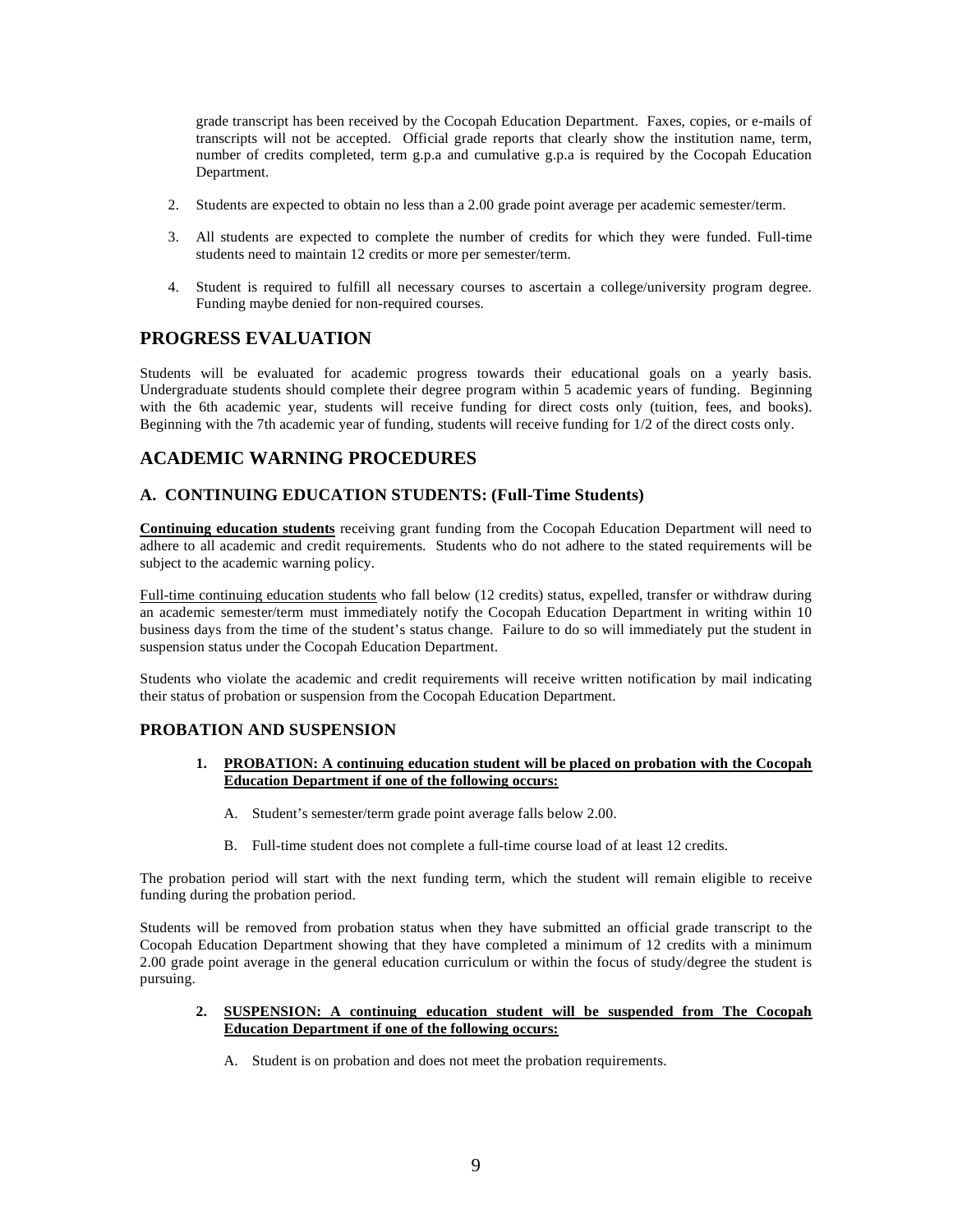grade transcript has been received by the Cocopah Education Department. Faxes, copies, or e-mails of transcripts will not be accepted. Official grade reports that clearly show the institution name, term, number of credits completed, term g.p.a and cumulative g.p.a is required by the Cocopah Education Department.

2. Students are expected to obtain no less than a 2.00 grade point average per academic semester/term.

3. All students are expected to complete the number of credits for which they were funded. Full-time students need to maintain 12 credits or more per semester/term.

4. Student is required to fulfill all necessary courses to ascertain a college/university program degree. Funding maybe denied for non-required courses.

## PROGRESS EVALUATION

Students will be evaluated for academic progress towards their educational goals on a yearly basis. Undergraduate students should complete their degree program within 5 academic years of funding. Beginning with the 6th academic year, students will receive funding for direct costs only (tuition, fees, and books). Beginning with the 7th academic year of funding, students will receive funding for 1/2 of the direct costs only.

## ACADEMIC WARNING PROCEDURES

### A. CONTINUING EDUCATION STUDENTS: (Full-Time Students)

**Continuing education students** receiving grant funding from the Cocopah Education Department will need to adhere to all academic and credit requirements. Students who do not adhere to the stated requirements will be subject to the academic warning policy.

Full-time continuing education students who fall below (12 credits) status, expelled, transfer or withdraw during an academic semester/term must immediately notify the Cocopah Education Department in writing within 10 business days from the time of the student's status change. Failure to do so will immediately put the student in suspension status under the Cocopah Education Department.

Students who violate the academic and credit requirements will receive written notification by mail indicating their status of probation or suspension from the Cocopah Education Department.

### PROBATION AND SUSPENSION

1. **PROBATION: A continuing education student will be placed on probation with the Cocopah Education Department if one of the following occurs:**

    A. Student's semester/term grade point average falls below 2.00.

    B. Full-time student does not complete a full-time course load of at least 12 credits.

The probation period will start with the next funding term, which the student will remain eligible to receive funding during the probation period.

Students will be removed from probation status when they have submitted an official grade transcript to the Cocopah Education Department showing that they have completed a minimum of 12 credits with a minimum 2.00 grade point average in the general education curriculum or within the focus of study/degree the student is pursuing.

2. **SUSPENSION: A continuing education student will be suspended from The Cocopah Education Department if one of the following occurs:**

    A. Student is on probation and does not meet the probation requirements.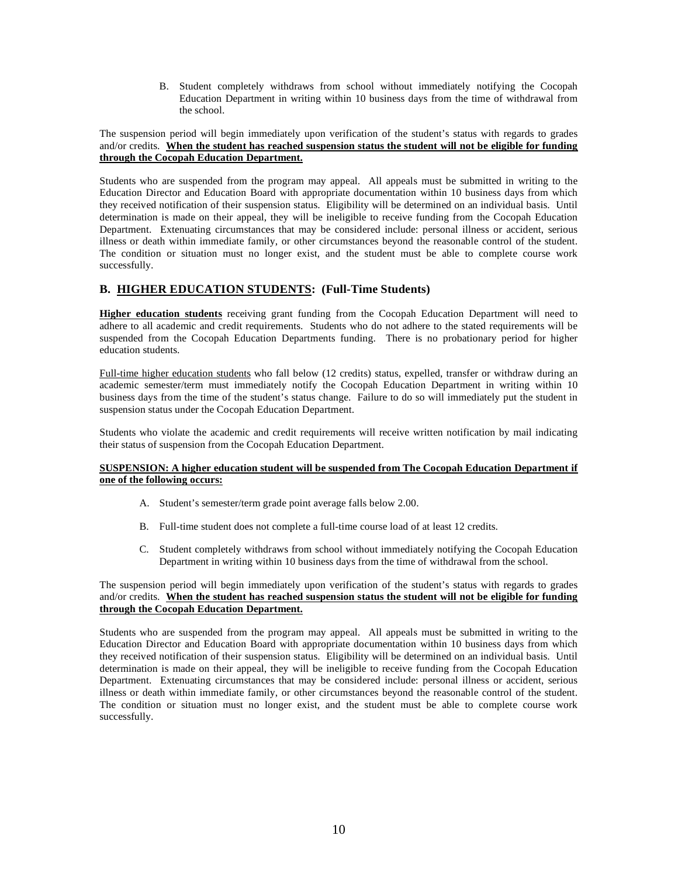B. Student completely withdraws from school without immediately notifying the Cocopah Education Department in writing within 10 business days from the time of withdrawal from the school.

The suspension period will begin immediately upon verification of the student's status with regards to grades and/or credits. **When the student has reached suspension status the student will not be eligible for funding through the Cocopah Education Department.**

Students who are suspended from the program may appeal. All appeals must be submitted in writing to the Education Director and Education Board with appropriate documentation within 10 business days from which they received notification of their suspension status. Eligibility will be determined on an individual basis. Until determination is made on their appeal, they will be ineligible to receive funding from the Cocopah Education Department. Extenuating circumstances that may be considered include: personal illness or accident, serious illness or death within immediate family, or other circumstances beyond the reasonable control of the student. The condition or situation must no longer exist, and the student must be able to complete course work successfully.

## B. HIGHER EDUCATION STUDENTS: (Full-Time Students)

**Higher education students** receiving grant funding from the Cocopah Education Department will need to adhere to all academic and credit requirements. Students who do not adhere to the stated requirements will be suspended from the Cocopah Education Departments funding. There is no probationary period for higher education students.

Full-time higher education students who fall below (12 credits) status, expelled, transfer or withdraw during an academic semester/term must immediately notify the Cocopah Education Department in writing within 10 business days from the time of the student's status change. Failure to do so will immediately put the student in suspension status under the Cocopah Education Department.

Students who violate the academic and credit requirements will receive written notification by mail indicating their status of suspension from the Cocopah Education Department.

**SUSPENSION: A higher education student will be suspended from The Cocopah Education Department if one of the following occurs:**

A. Student's semester/term grade point average falls below 2.00.

B. Full-time student does not complete a full-time course load of at least 12 credits.

C. Student completely withdraws from school without immediately notifying the Cocopah Education Department in writing within 10 business days from the time of withdrawal from the school.

The suspension period will begin immediately upon verification of the student's status with regards to grades and/or credits. **When the student has reached suspension status the student will not be eligible for funding through the Cocopah Education Department.**

Students who are suspended from the program may appeal. All appeals must be submitted in writing to the Education Director and Education Board with appropriate documentation within 10 business days from which they received notification of their suspension status. Eligibility will be determined on an individual basis. Until determination is made on their appeal, they will be ineligible to receive funding from the Cocopah Education Department. Extenuating circumstances that may be considered include: personal illness or accident, serious illness or death within immediate family, or other circumstances beyond the reasonable control of the student. The condition or situation must no longer exist, and the student must be able to complete course work successfully.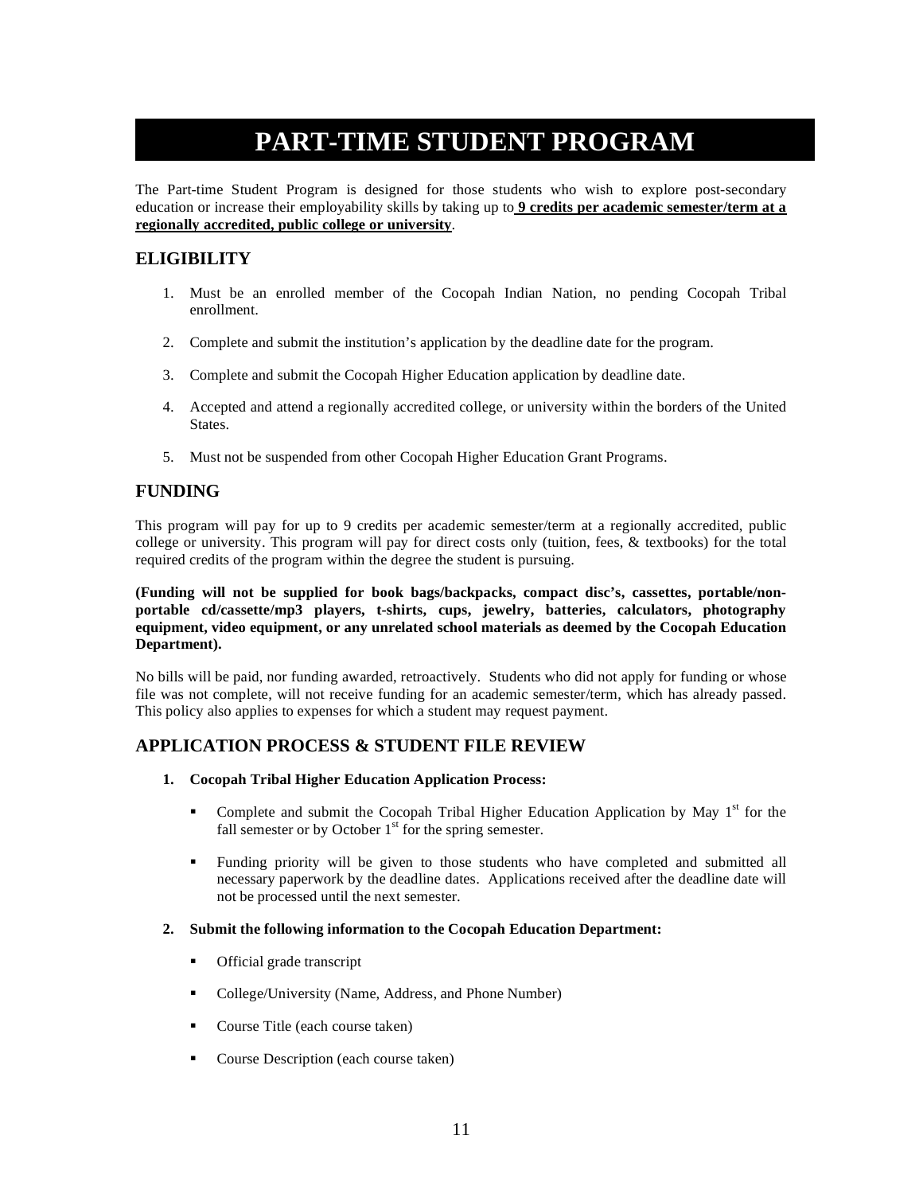# PART-TIME STUDENT PROGRAM

The Part-time Student Program is designed for those students who wish to explore post-secondary education or increase their employability skills by taking up to **9 credits per academic semester/term at a regionally accredited, public college or university**.

## ELIGIBILITY

1. Must be an enrolled member of the Cocopah Indian Nation, no pending Cocopah Tribal enrollment.
2. Complete and submit the institution's application by the deadline date for the program.
3. Complete and submit the Cocopah Higher Education application by deadline date.
4. Accepted and attend a regionally accredited college, or university within the borders of the United States.
5. Must not be suspended from other Cocopah Higher Education Grant Programs.

## FUNDING

This program will pay for up to 9 credits per academic semester/term at a regionally accredited, public college or university. This program will pay for direct costs only (tuition, fees, & textbooks) for the total required credits of the program within the degree the student is pursuing.

**(Funding will not be supplied for book bags/backpacks, compact disc's, cassettes, portable/non-portable cd/cassette/mp3 players, t-shirts, cups, jewelry, batteries, calculators, photography equipment, video equipment, or any unrelated school materials as deemed by the Cocopah Education Department).**

No bills will be paid, nor funding awarded, retroactively. Students who did not apply for funding or whose file was not complete, will not receive funding for an academic semester/term, which has already passed. This policy also applies to expenses for which a student may request payment.

## APPLICATION PROCESS & STUDENT FILE REVIEW

1. **Cocopah Tribal Higher Education Application Process:**
   - Complete and submit the Cocopah Tribal Higher Education Application by May 1st for the fall semester or by October 1st for the spring semester.
   - Funding priority will be given to those students who have completed and submitted all necessary paperwork by the deadline dates. Applications received after the deadline date will not be processed until the next semester.

2. **Submit the following information to the Cocopah Education Department:**
   - Official grade transcript
   - College/University (Name, Address, and Phone Number)
   - Course Title (each course taken)
   - Course Description (each course taken)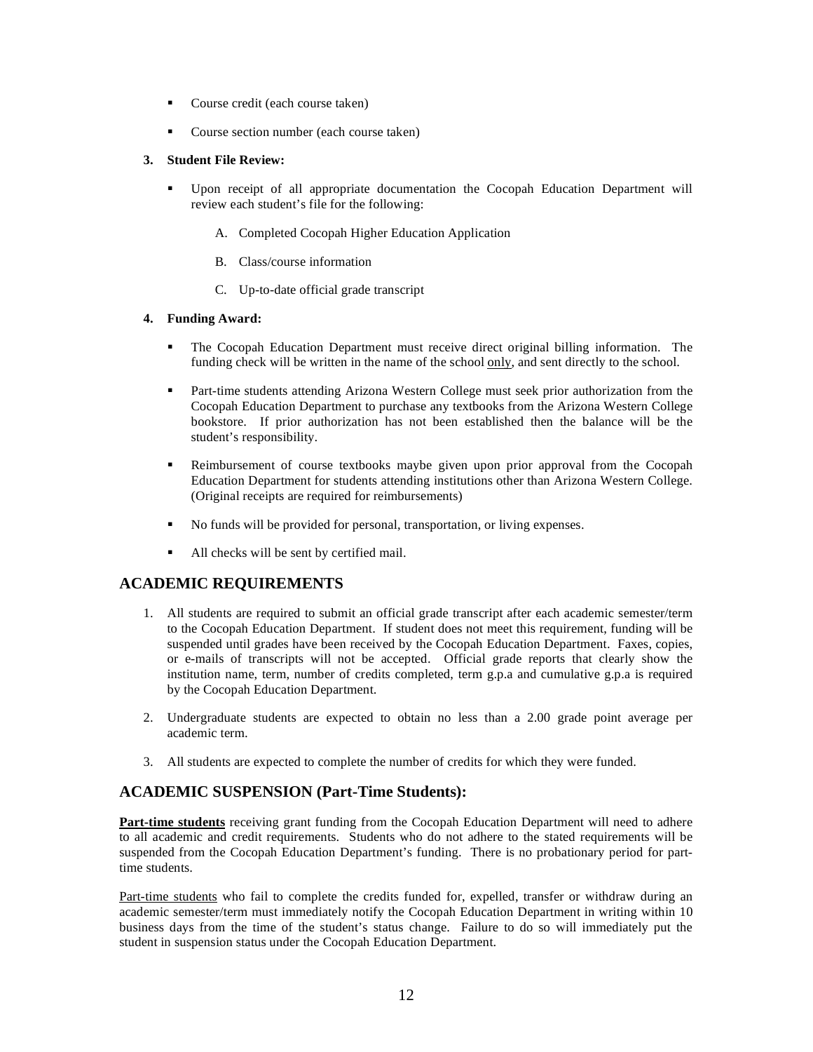- Course credit (each course taken)
- Course section number (each course taken)

**3. Student File Review:**

- Upon receipt of all appropriate documentation the Cocopah Education Department will review each student's file for the following:

    A. Completed Cocopah Higher Education Application

    B. Class/course information

    C. Up-to-date official grade transcript

**4. Funding Award:**

- The Cocopah Education Department must receive direct original billing information. The funding check will be written in the name of the school only, and sent directly to the school.
- Part-time students attending Arizona Western College must seek prior authorization from the Cocopah Education Department to purchase any textbooks from the Arizona Western College bookstore. If prior authorization has not been established then the balance will be the student's responsibility.
- Reimbursement of course textbooks maybe given upon prior approval from the Cocopah Education Department for students attending institutions other than Arizona Western College. (Original receipts are required for reimbursements)
- No funds will be provided for personal, transportation, or living expenses.
- All checks will be sent by certified mail.

## ACADEMIC REQUIREMENTS

1. All students are required to submit an official grade transcript after each academic semester/term to the Cocopah Education Department. If student does not meet this requirement, funding will be suspended until grades have been received by the Cocopah Education Department. Faxes, copies, or e-mails of transcripts will not be accepted. Official grade reports that clearly show the institution name, term, number of credits completed, term g.p.a and cumulative g.p.a is required by the Cocopah Education Department.
2. Undergraduate students are expected to obtain no less than a 2.00 grade point average per academic term.
3. All students are expected to complete the number of credits for which they were funded.

## ACADEMIC SUSPENSION (Part-Time Students):

**Part-time students** receiving grant funding from the Cocopah Education Department will need to adhere to all academic and credit requirements. Students who do not adhere to the stated requirements will be suspended from the Cocopah Education Department's funding. There is no probationary period for part-time students.

Part-time students who fail to complete the credits funded for, expelled, transfer or withdraw during an academic semester/term must immediately notify the Cocopah Education Department in writing within 10 business days from the time of the student's status change. Failure to do so will immediately put the student in suspension status under the Cocopah Education Department.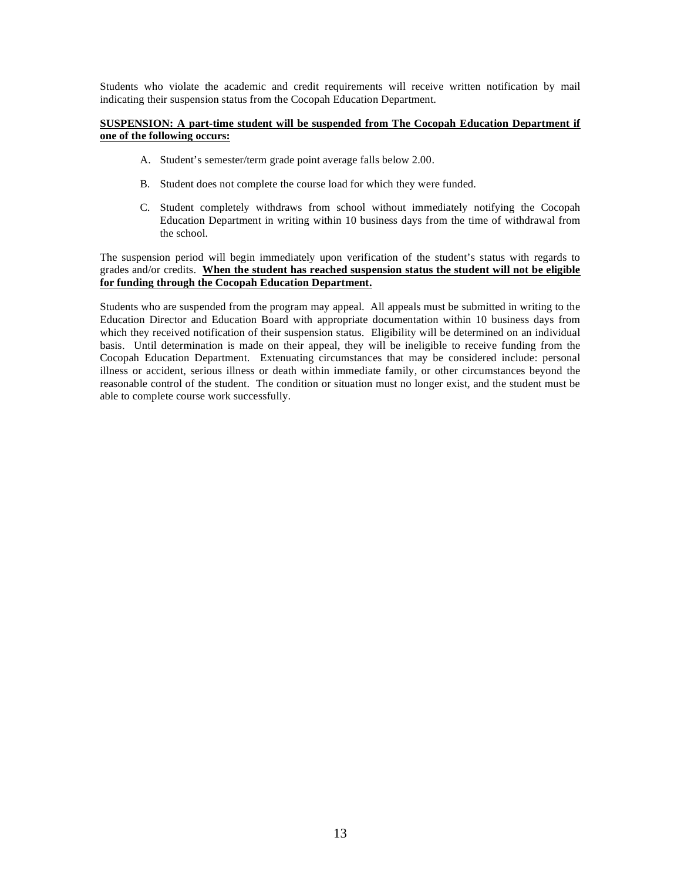Students who violate the academic and credit requirements will receive written notification by mail indicating their suspension status from the Cocopah Education Department.

**SUSPENSION: A part-time student will be suspended from The Cocopah Education Department if one of the following occurs:**

A. Student's semester/term grade point average falls below 2.00.

B. Student does not complete the course load for which they were funded.

C. Student completely withdraws from school without immediately notifying the Cocopah Education Department in writing within 10 business days from the time of withdrawal from the school.

The suspension period will begin immediately upon verification of the student's status with regards to grades and/or credits. **When the student has reached suspension status the student will not be eligible for funding through the Cocopah Education Department.**

Students who are suspended from the program may appeal. All appeals must be submitted in writing to the Education Director and Education Board with appropriate documentation within 10 business days from which they received notification of their suspension status. Eligibility will be determined on an individual basis. Until determination is made on their appeal, they will be ineligible to receive funding from the Cocopah Education Department. Extenuating circumstances that may be considered include: personal illness or accident, serious illness or death within immediate family, or other circumstances beyond the reasonable control of the student. The condition or situation must no longer exist, and the student must be able to complete course work successfully.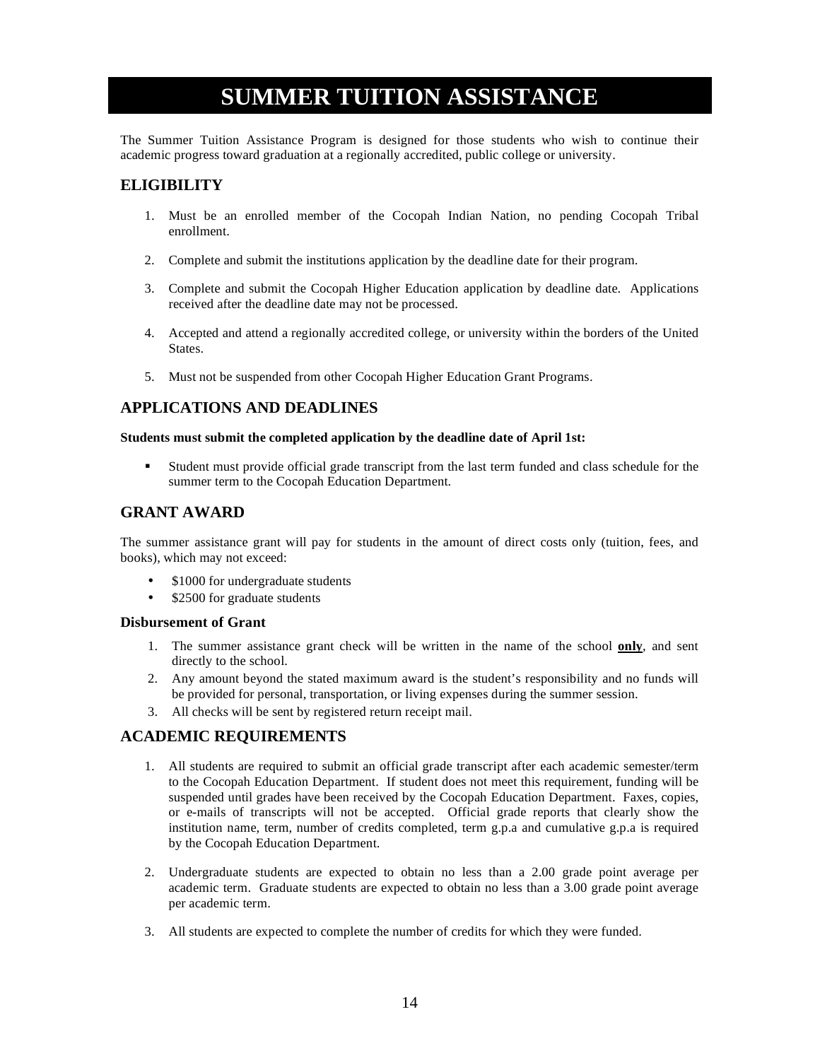# SUMMER TUITION ASSISTANCE

The Summer Tuition Assistance Program is designed for those students who wish to continue their academic progress toward graduation at a regionally accredited, public college or university.

## ELIGIBILITY

1. Must be an enrolled member of the Cocopah Indian Nation, no pending Cocopah Tribal enrollment.
2. Complete and submit the institutions application by the deadline date for their program.
3. Complete and submit the Cocopah Higher Education application by deadline date. Applications received after the deadline date may not be processed.
4. Accepted and attend a regionally accredited college, or university within the borders of the United States.
5. Must not be suspended from other Cocopah Higher Education Grant Programs.

## APPLICATIONS AND DEADLINES

**Students must submit the completed application by the deadline date of April 1st:**

- Student must provide official grade transcript from the last term funded and class schedule for the summer term to the Cocopah Education Department.

## GRANT AWARD

The summer assistance grant will pay for students in the amount of direct costs only (tuition, fees, and books), which may not exceed:

- $1000 for undergraduate students
- $2500 for graduate students

### Disbursement of Grant

1. The summer assistance grant check will be written in the name of the school **<u>only</u>**, and sent directly to the school.
2. Any amount beyond the stated maximum award is the student's responsibility and no funds will be provided for personal, transportation, or living expenses during the summer session.
3. All checks will be sent by registered return receipt mail.

## ACADEMIC REQUIREMENTS

1. All students are required to submit an official grade transcript after each academic semester/term to the Cocopah Education Department. If student does not meet this requirement, funding will be suspended until grades have been received by the Cocopah Education Department. Faxes, copies, or e-mails of transcripts will not be accepted. Official grade reports that clearly show the institution name, term, number of credits completed, term g.p.a and cumulative g.p.a is required by the Cocopah Education Department.
2. Undergraduate students are expected to obtain no less than a 2.00 grade point average per academic term. Graduate students are expected to obtain no less than a 3.00 grade point average per academic term.
3. All students are expected to complete the number of credits for which they were funded.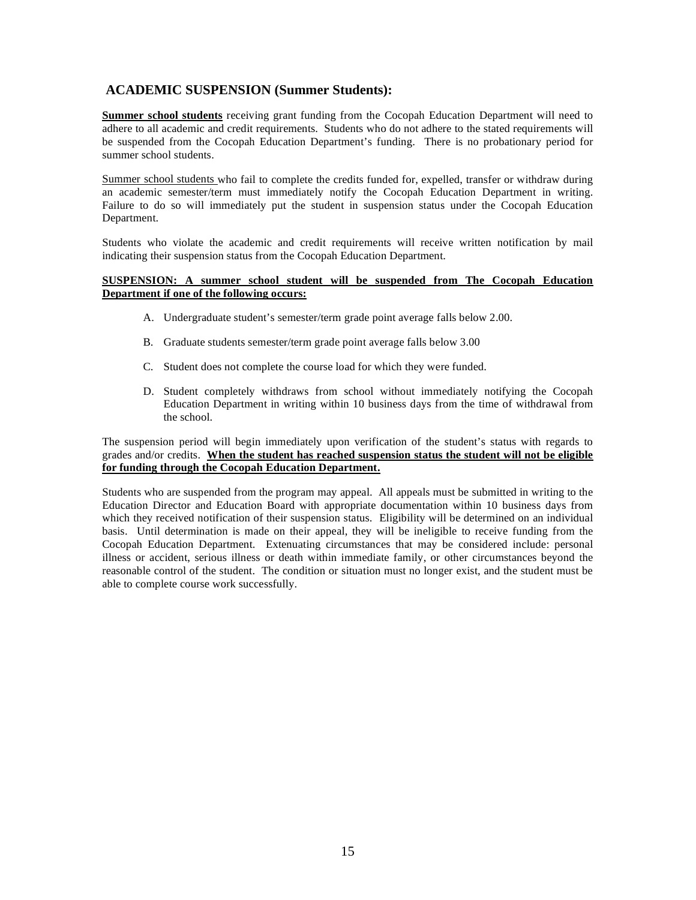## ACADEMIC SUSPENSION (Summer Students):

**Summer school students** receiving grant funding from the Cocopah Education Department will need to adhere to all academic and credit requirements. Students who do not adhere to the stated requirements will be suspended from the Cocopah Education Department's funding. There is no probationary period for summer school students.

Summer school students who fail to complete the credits funded for, expelled, transfer or withdraw during an academic semester/term must immediately notify the Cocopah Education Department in writing. Failure to do so will immediately put the student in suspension status under the Cocopah Education Department.

Students who violate the academic and credit requirements will receive written notification by mail indicating their suspension status from the Cocopah Education Department.

**SUSPENSION: A summer school student will be suspended from The Cocopah Education Department if one of the following occurs:**

A. Undergraduate student's semester/term grade point average falls below 2.00.

B. Graduate students semester/term grade point average falls below 3.00

C. Student does not complete the course load for which they were funded.

D. Student completely withdraws from school without immediately notifying the Cocopah Education Department in writing within 10 business days from the time of withdrawal from the school.

The suspension period will begin immediately upon verification of the student's status with regards to grades and/or credits. **When the student has reached suspension status the student will not be eligible for funding through the Cocopah Education Department.**

Students who are suspended from the program may appeal. All appeals must be submitted in writing to the Education Director and Education Board with appropriate documentation within 10 business days from which they received notification of their suspension status. Eligibility will be determined on an individual basis. Until determination is made on their appeal, they will be ineligible to receive funding from the Cocopah Education Department. Extenuating circumstances that may be considered include: personal illness or accident, serious illness or death within immediate family, or other circumstances beyond the reasonable control of the student. The condition or situation must no longer exist, and the student must be able to complete course work successfully.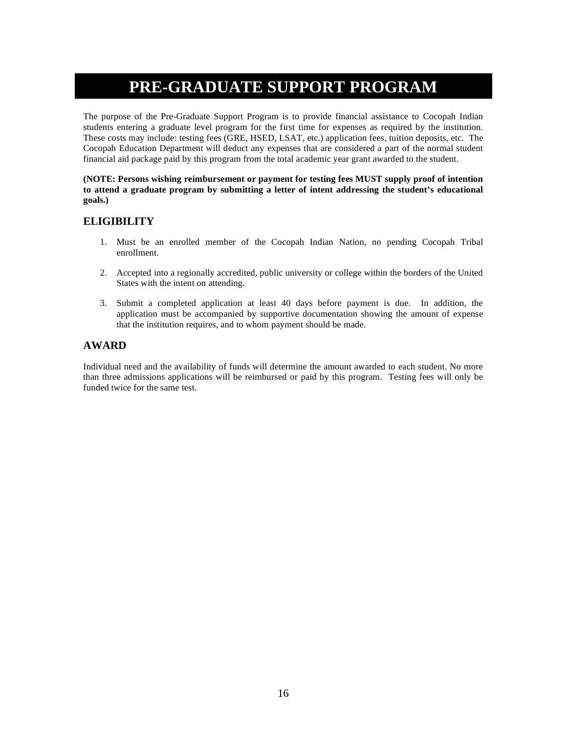# PRE-GRADUATE SUPPORT PROGRAM

The purpose of the Pre-Graduate Support Program is to provide financial assistance to Cocopah Indian students entering a graduate level program for the first time for expenses as required by the institution. These costs may include: testing fees (GRE, HSED, LSAT, etc.) application fees, tuition deposits, etc. The Cocopah Education Department will deduct any expenses that are considered a part of the normal student financial aid package paid by this program from the total academic year grant awarded to the student.

**(NOTE: Persons wishing reimbursement or payment for testing fees MUST supply proof of intention to attend a graduate program by submitting a letter of intent addressing the student's educational goals.)**

## ELIGIBILITY

1. Must be an enrolled member of the Cocopah Indian Nation, no pending Cocopah Tribal enrollment.
2. Accepted into a regionally accredited, public university or college within the borders of the United States with the intent on attending.
3. Submit a completed application at least 40 days before payment is due. In addition, the application must be accompanied by supportive documentation showing the amount of expense that the institution requires, and to whom payment should be made.

## AWARD

Individual need and the availability of funds will determine the amount awarded to each student. No more than three admissions applications will be reimbursed or paid by this program. Testing fees will only be funded twice for the same test.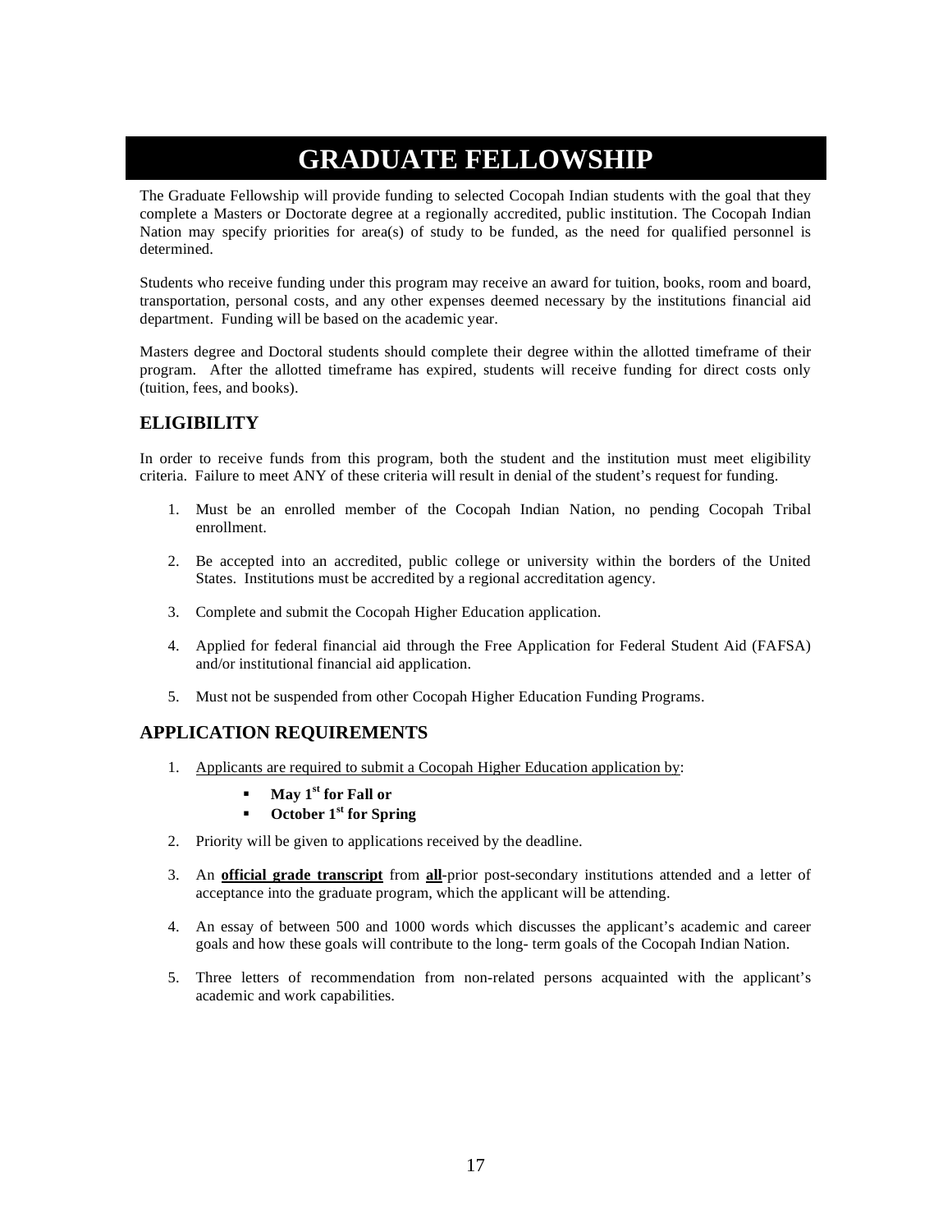# GRADUATE FELLOWSHIP

The Graduate Fellowship will provide funding to selected Cocopah Indian students with the goal that they complete a Masters or Doctorate degree at a regionally accredited, public institution. The Cocopah Indian Nation may specify priorities for area(s) of study to be funded, as the need for qualified personnel is determined.

Students who receive funding under this program may receive an award for tuition, books, room and board, transportation, personal costs, and any other expenses deemed necessary by the institutions financial aid department. Funding will be based on the academic year.

Masters degree and Doctoral students should complete their degree within the allotted timeframe of their program. After the allotted timeframe has expired, students will receive funding for direct costs only (tuition, fees, and books).

## ELIGIBILITY

In order to receive funds from this program, both the student and the institution must meet eligibility criteria. Failure to meet ANY of these criteria will result in denial of the student's request for funding.

1. Must be an enrolled member of the Cocopah Indian Nation, no pending Cocopah Tribal enrollment.
2. Be accepted into an accredited, public college or university within the borders of the United States. Institutions must be accredited by a regional accreditation agency.
3. Complete and submit the Cocopah Higher Education application.
4. Applied for federal financial aid through the Free Application for Federal Student Aid (FAFSA) and/or institutional financial aid application.
5. Must not be suspended from other Cocopah Higher Education Funding Programs.

## APPLICATION REQUIREMENTS

1. <u>Applicants are required to submit a Cocopah Higher Education application by</u>:
   - **May 1st for Fall or**
   - **October 1st for Spring**
2. Priority will be given to applications received by the deadline.
3. An **<u>official grade transcript</u>** from **<u>all</u>**-prior post-secondary institutions attended and a letter of acceptance into the graduate program, which the applicant will be attending.
4. An essay of between 500 and 1000 words which discusses the applicant's academic and career goals and how these goals will contribute to the long- term goals of the Cocopah Indian Nation.
5. Three letters of recommendation from non-related persons acquainted with the applicant's academic and work capabilities.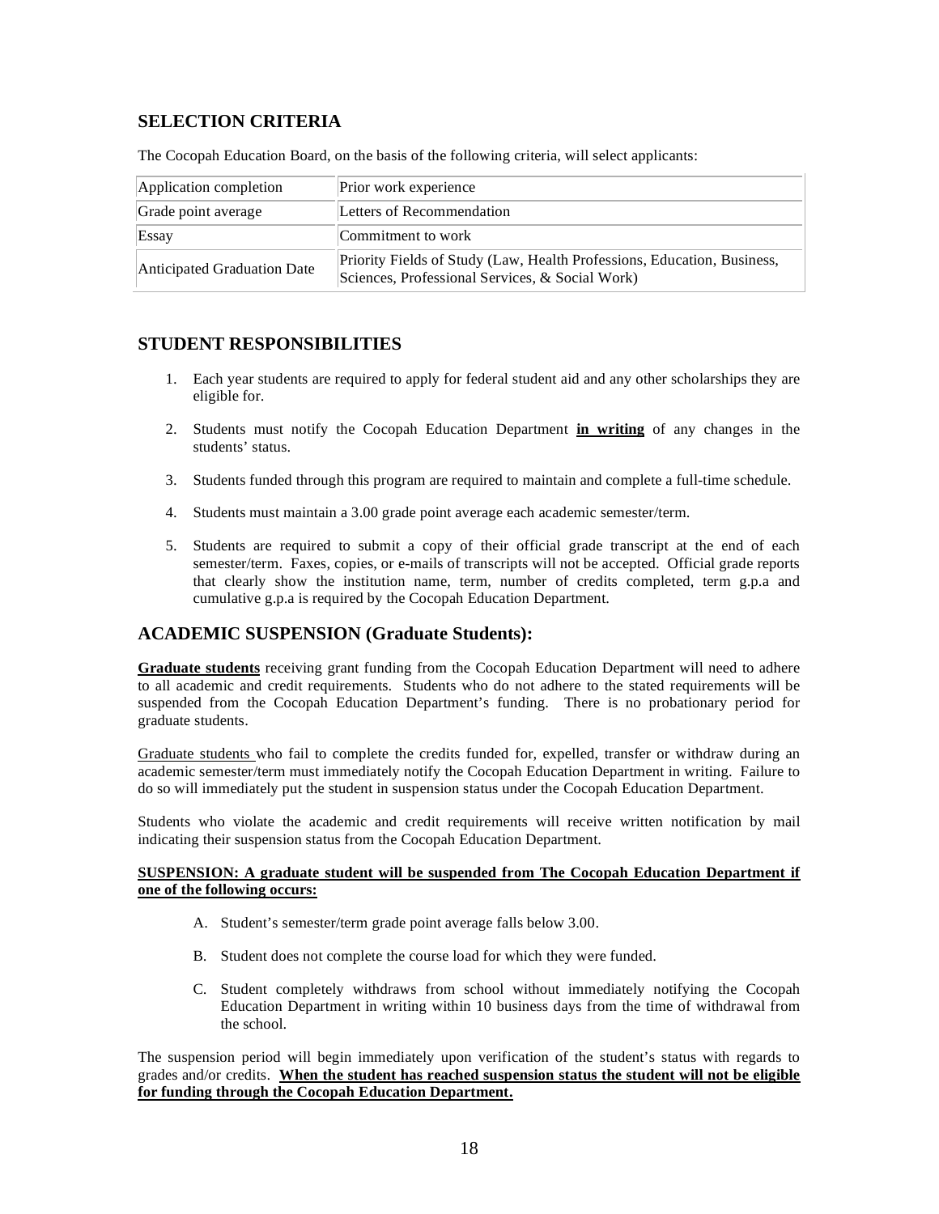## SELECTION CRITERIA

The Cocopah Education Board, on the basis of the following criteria, will select applicants:

| | |
|---|---|
| Application completion | Prior work experience |
| Grade point average | Letters of Recommendation |
| Essay | Commitment to work |
| Anticipated Graduation Date | Priority Fields of Study (Law, Health Professions, Education, Business, Sciences, Professional Services, & Social Work) |

## STUDENT RESPONSIBILITIES

1. Each year students are required to apply for federal student aid and any other scholarships they are eligible for.

2. Students must notify the Cocopah Education Department **in writing** of any changes in the students' status.

3. Students funded through this program are required to maintain and complete a full-time schedule.

4. Students must maintain a 3.00 grade point average each academic semester/term.

5. Students are required to submit a copy of their official grade transcript at the end of each semester/term. Faxes, copies, or e-mails of transcripts will not be accepted. Official grade reports that clearly show the institution name, term, number of credits completed, term g.p.a and cumulative g.p.a is required by the Cocopah Education Department.

## ACADEMIC SUSPENSION (Graduate Students):

**Graduate students** receiving grant funding from the Cocopah Education Department will need to adhere to all academic and credit requirements. Students who do not adhere to the stated requirements will be suspended from the Cocopah Education Department's funding. There is no probationary period for graduate students.

Graduate students who fail to complete the credits funded for, expelled, transfer or withdraw during an academic semester/term must immediately notify the Cocopah Education Department in writing. Failure to do so will immediately put the student in suspension status under the Cocopah Education Department.

Students who violate the academic and credit requirements will receive written notification by mail indicating their suspension status from the Cocopah Education Department.

**SUSPENSION: A graduate student will be suspended from The Cocopah Education Department if one of the following occurs:**

A. Student's semester/term grade point average falls below 3.00.

B. Student does not complete the course load for which they were funded.

C. Student completely withdraws from school without immediately notifying the Cocopah Education Department in writing within 10 business days from the time of withdrawal from the school.

The suspension period will begin immediately upon verification of the student's status with regards to grades and/or credits. **When the student has reached suspension status the student will not be eligible for funding through the Cocopah Education Department.**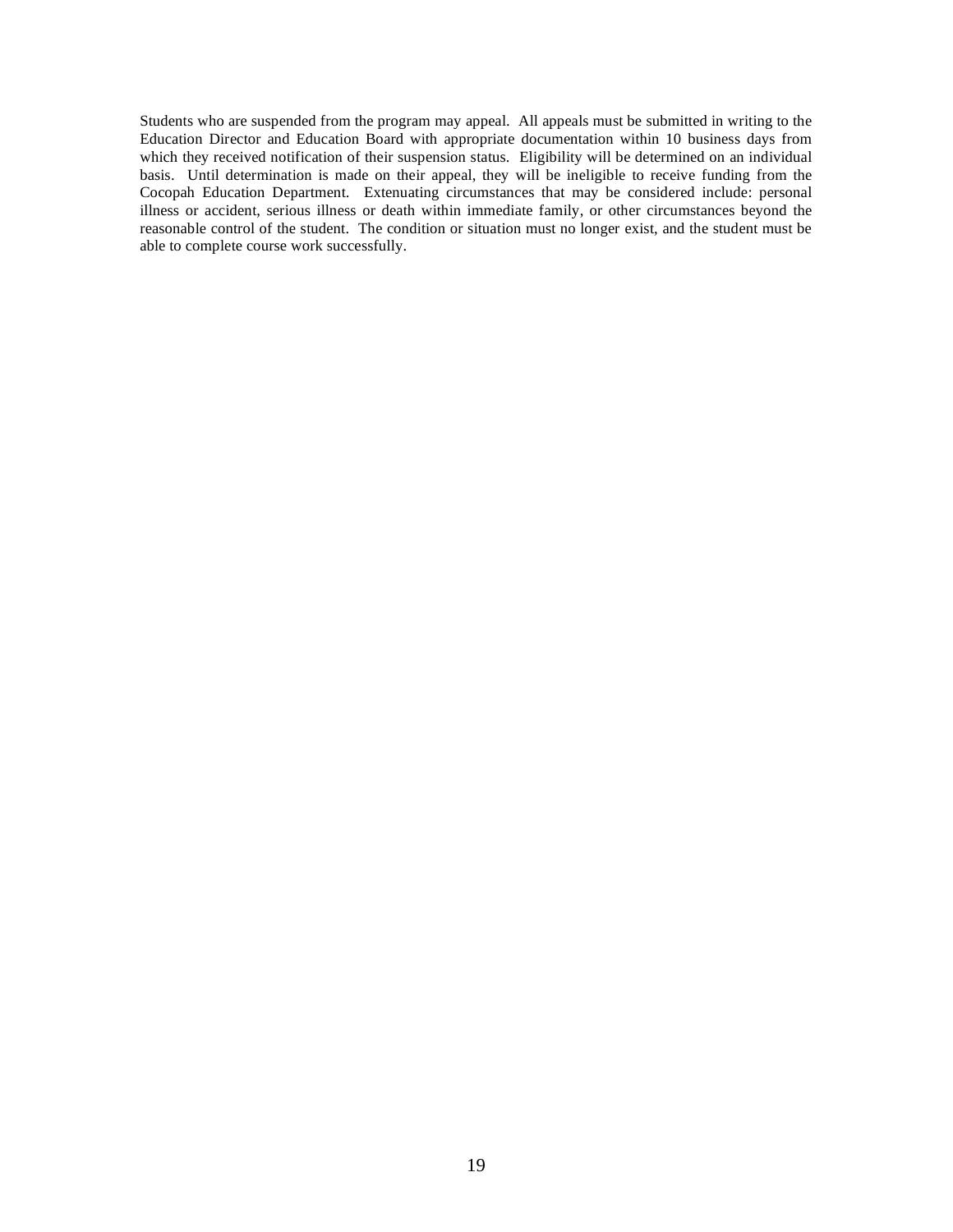Students who are suspended from the program may appeal. All appeals must be submitted in writing to the Education Director and Education Board with appropriate documentation within 10 business days from which they received notification of their suspension status. Eligibility will be determined on an individual basis. Until determination is made on their appeal, they will be ineligible to receive funding from the Cocopah Education Department. Extenuating circumstances that may be considered include: personal illness or accident, serious illness or death within immediate family, or other circumstances beyond the reasonable control of the student. The condition or situation must no longer exist, and the student must be able to complete course work successfully.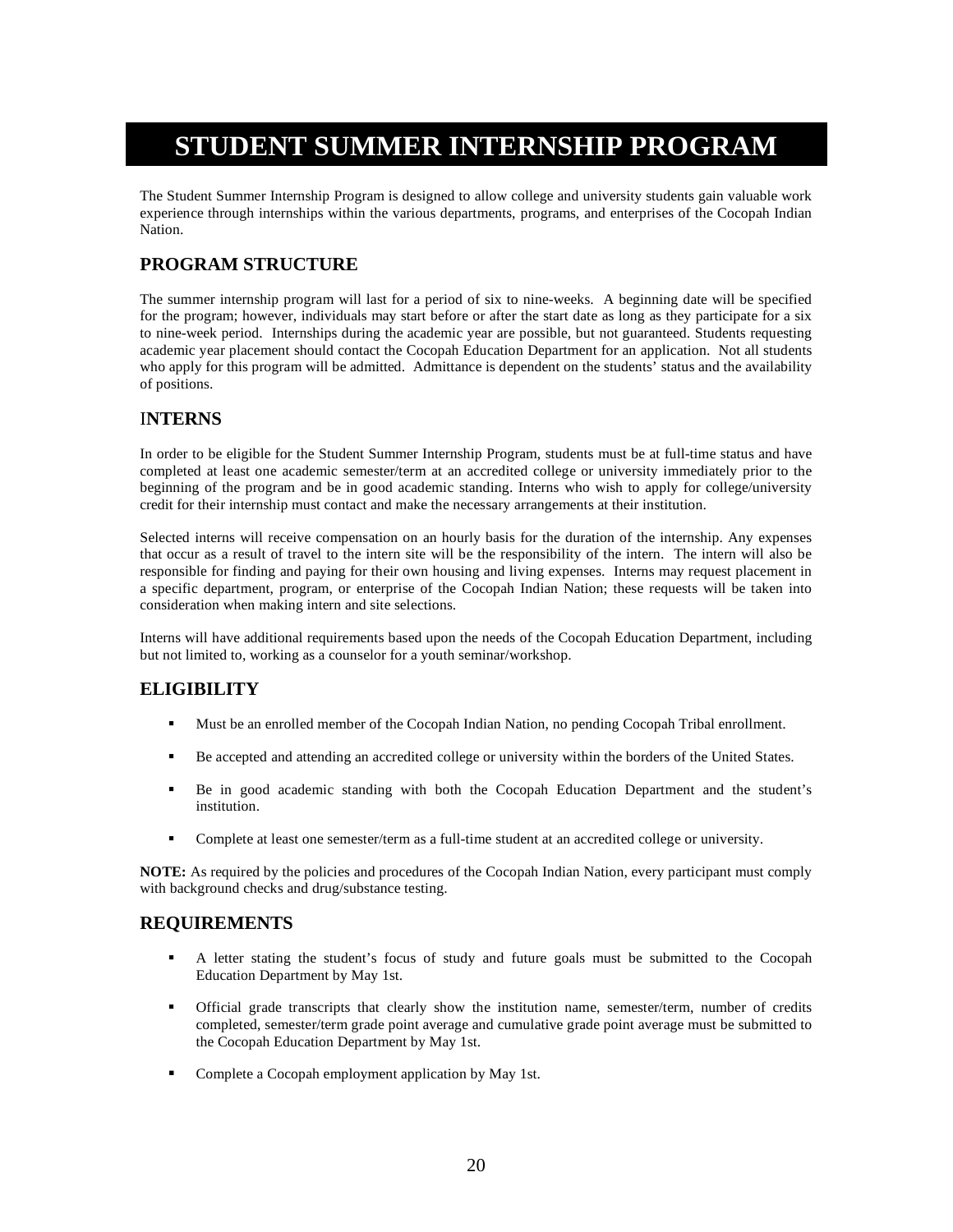# STUDENT SUMMER INTERNSHIP PROGRAM

The Student Summer Internship Program is designed to allow college and university students gain valuable work experience through internships within the various departments, programs, and enterprises of the Cocopah Indian Nation.

## PROGRAM STRUCTURE

The summer internship program will last for a period of six to nine-weeks. A beginning date will be specified for the program; however, individuals may start before or after the start date as long as they participate for a six to nine-week period. Internships during the academic year are possible, but not guaranteed. Students requesting academic year placement should contact the Cocopah Education Department for an application. Not all students who apply for this program will be admitted. Admittance is dependent on the students' status and the availability of positions.

## INTERNS

In order to be eligible for the Student Summer Internship Program, students must be at full-time status and have completed at least one academic semester/term at an accredited college or university immediately prior to the beginning of the program and be in good academic standing. Interns who wish to apply for college/university credit for their internship must contact and make the necessary arrangements at their institution.

Selected interns will receive compensation on an hourly basis for the duration of the internship. Any expenses that occur as a result of travel to the intern site will be the responsibility of the intern. The intern will also be responsible for finding and paying for their own housing and living expenses. Interns may request placement in a specific department, program, or enterprise of the Cocopah Indian Nation; these requests will be taken into consideration when making intern and site selections.

Interns will have additional requirements based upon the needs of the Cocopah Education Department, including but not limited to, working as a counselor for a youth seminar/workshop.

## ELIGIBILITY

- Must be an enrolled member of the Cocopah Indian Nation, no pending Cocopah Tribal enrollment.
- Be accepted and attending an accredited college or university within the borders of the United States.
- Be in good academic standing with both the Cocopah Education Department and the student's institution.
- Complete at least one semester/term as a full-time student at an accredited college or university.

**NOTE:** As required by the policies and procedures of the Cocopah Indian Nation, every participant must comply with background checks and drug/substance testing.

## REQUIREMENTS

- A letter stating the student's focus of study and future goals must be submitted to the Cocopah Education Department by May 1st.
- Official grade transcripts that clearly show the institution name, semester/term, number of credits completed, semester/term grade point average and cumulative grade point average must be submitted to the Cocopah Education Department by May 1st.
- Complete a Cocopah employment application by May 1st.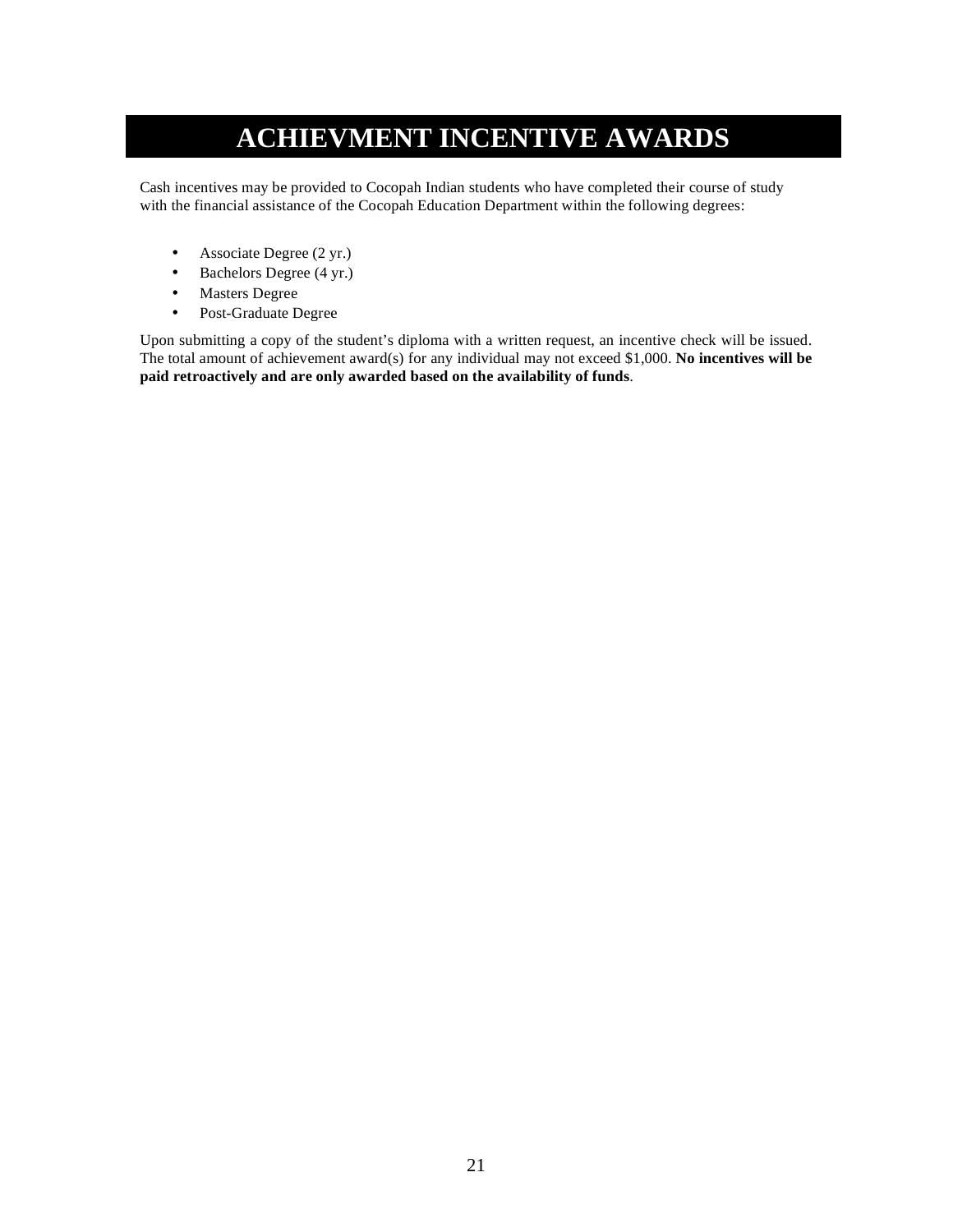# ACHIEVMENT INCENTIVE AWARDS

Cash incentives may be provided to Cocopah Indian students who have completed their course of study with the financial assistance of the Cocopah Education Department within the following degrees:

- Associate Degree (2 yr.)
- Bachelors Degree (4 yr.)
- Masters Degree
- Post-Graduate Degree

Upon submitting a copy of the student's diploma with a written request, an incentive check will be issued. The total amount of achievement award(s) for any individual may not exceed $1,000. **No incentives will be paid retroactively and are only awarded based on the availability of funds**.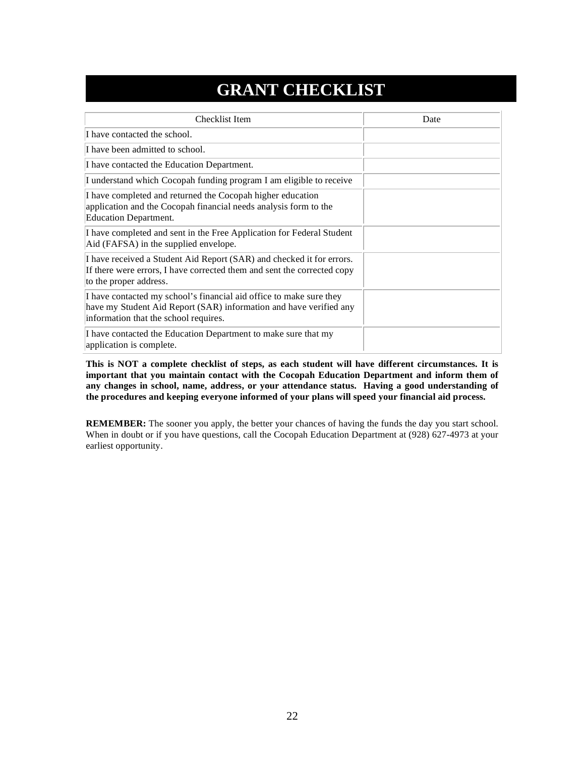# GRANT CHECKLIST

| Checklist Item | Date |
| --- | --- |
| I have contacted the school. | |
| I have been admitted to school. | |
| I have contacted the Education Department. | |
| I understand which Cocopah funding program I am eligible to receive | |
| I have completed and returned the Cocopah higher education application and the Cocopah financial needs analysis form to the Education Department. | |
| I have completed and sent in the Free Application for Federal Student Aid (FAFSA) in the supplied envelope. | |
| I have received a Student Aid Report (SAR) and checked it for errors. If there were errors, I have corrected them and sent the corrected copy to the proper address. | |
| I have contacted my school's financial aid office to make sure they have my Student Aid Report (SAR) information and have verified any information that the school requires. | |
| I have contacted the Education Department to make sure that my application is complete. | |

**This is NOT a complete checklist of steps, as each student will have different circumstances. It is important that you maintain contact with the Cocopah Education Department and inform them of any changes in school, name, address, or your attendance status. Having a good understanding of the procedures and keeping everyone informed of your plans will speed your financial aid process.**

**REMEMBER:** The sooner you apply, the better your chances of having the funds the day you start school. When in doubt or if you have questions, call the Cocopah Education Department at (928) 627-4973 at your earliest opportunity.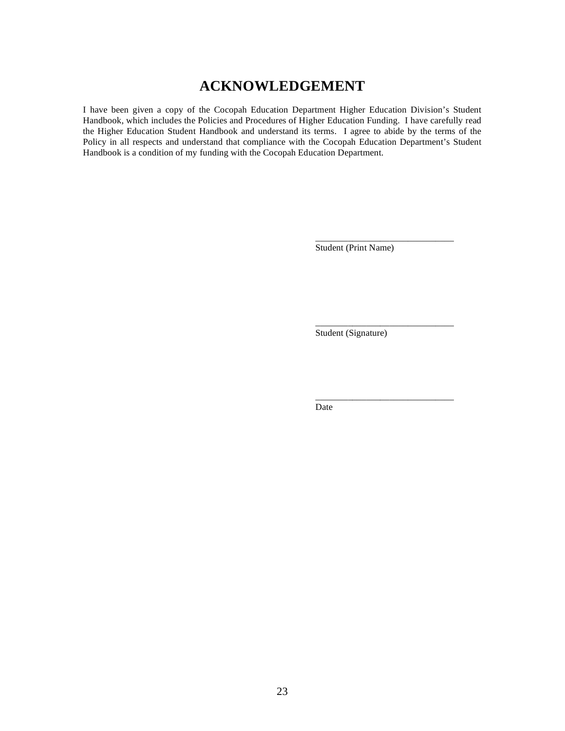# ACKNOWLEDGEMENT

I have been given a copy of the Cocopah Education Department Higher Education Division's Student Handbook, which includes the Policies and Procedures of Higher Education Funding. I have carefully read the Higher Education Student Handbook and understand its terms. I agree to abide by the terms of the Policy in all respects and understand that compliance with the Cocopah Education Department's Student Handbook is a condition of my funding with the Cocopah Education Department.

______________________________
Student (Print Name)

______________________________
Student (Signature)

______________________________
Date